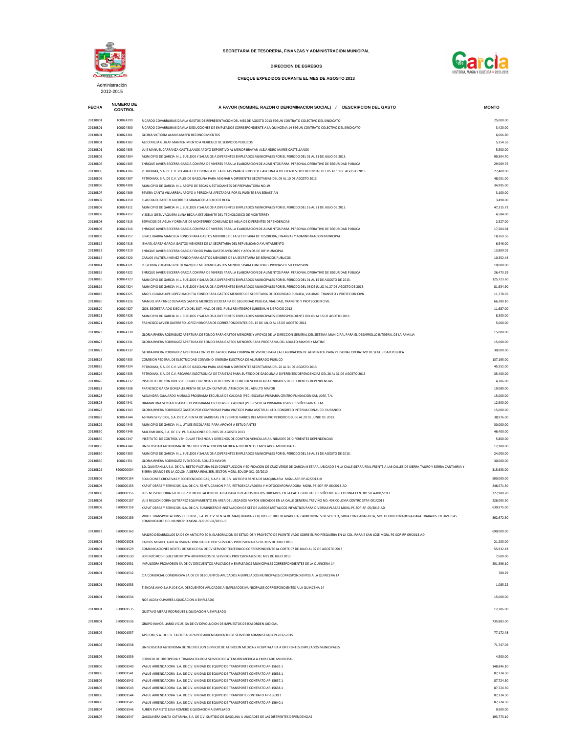# SECRETARIA DE TESORERIA, FINANZAS Y ADMINISTRACION MUNICIPAL

## DIRECCION DE EGRESOS

### CHEQUE EXPEDIDOS DURANTE EL MES DE AGOSTO 2013

Administración
2012-2015

| FECHA | NUMERO DE CONTROL | A FAVOR (NOMBRE, RAZON O DENOMINACION SOCIAL) / DESCRIPCION DEL GASTO | MONTO |
|---|---|---|---|
| 20130801 | 100024299 | RICARDO COVARRUBIAS DAVILA GASTOS DE REPRESENTACION DEL MES DE AGOSTO 2013 SEGUN CONTRATO COLECTIVO DEL SINDICATO | 25,000.00 |
| 20130801 | 100024300 | RICARDO COVARRUBIAS DAVILA DEDUCCIONES DE EMPLEADOS CORRESPONDIENTE A LA QUINCENA 14 SEGÚN CONTRATO COLECTIVO DEL SINDICATO | 3,420.00 |
| 20130801 | 100024301 | GLORIA VICTORIA ALANIS MARFIL RECONOCIMIENTOS | 6,066.80 |
| 20130801 | 100024302 | ALDO MEJIA GUIZAR MANTENIMIENTO A VEHICULO DE SERVICIOS PUBLICOS | 5,354.56 |
| 20130801 | 100024303 | LUIS MANUEL CARRANZA CASTELLANOS APOYO DEPORTIVO AL MENOR BRAYAN ALEJANDRO MARES CASTELLANOS | 5,500.00 |
| 20130802 | 100024304 | MUNICIPIO DE GARCIA N.L. SUELDOS Y SALARIOS A DIFERENTES EMPLEADOS MUNICIPALES POR EL PERIODO DEL 01 AL 31 DE JULIO DE 2013. | 99,304.70 |
| 20130805 | 100024305 | ENRIQUE JAVIER BECERRA GARCIA COMPRA DE VIVERES PARA LA ELABORACION DE ALIMENTOS PARA PERSONAL OPERATIVO DE SEGURIDAD PUBLICA | 29,569.75 |
| 20130805 | 100024306 | PETROMAX, S.A. DE C.V. RECARGA ELECTRONICA DE TARJETAS PARA SURTIDO DE GASOLINA A DIFERENTES DEPENDENCIAS DEL 05 AL 10 DE AGOSTO 2013 | 27,400.00 |
| 20130805 | 100024307 | PETROMAX, S.A. DE C.V. VALES DE GASOLINA PARA ASIGNAR A DIFERENTES SECRETARIAS DEL 05 AL 10 DE AGOSTO 2013 | 48,051.00 |
| 20130806 | 100024308 | MUNICIPIO DE GARCIA N.L. APOYO DE BECAS A ESTUDIANTES DE PREPARATORIA NO.19 | 34,995.00 |
| 20130807 | 100024309 | SEVERA CANTU VILLARREAL APOYO A PERSONAS AFECTADAS POR EL PUENTE SAN SEBASTIAN | 3,100.00 |
| 20130807 | 100024310 | CLAUDIA ELIZABETH GUERRERO GRANADOS APOYO DE BECA | 3,498.00 |
| 20130808 | 100024311 | MUNICIPIO DE GARCIA N.L. SUELDOS Y SALARIOS A DIFERENTES EMPLEADOS MUNICIPALES POR EL PERIODO DEL 16 AL 31 DE JULIO DE 2013. | 47,315.72 |
| 20130808 | 100024312 | YISSELA GISEL VAQUERA LUNA BECA A ESTUDIANTE DEL TECNOLOGICO DE MONTERREY | 4,584.00 |
| 20130808 | 100024315 | SERVICIOS DE AGUA Y DRENAJE DE MONTERREY CONSUMO DE AGUA DE DIFERENTES DEPENDENCIAS | 2,527.00 |
| 20130808 | 100024316 | ENRIQUE JAVIER BECERRA GARCIA COMPRA DE VIVERES PARA LA ELABORACION DE ALIMENTOS PARA PERSONAL OPERATIVO DE SEGURIDAD PUBLICA | 17,204.94 |
| 20130809 | 100024317 | ISRAEL IBARRA MANCILLA FONDO PARA GASTOS MENORES DE LA SECRETARIA DE TESORERIA, FINANZAS Y ADMINISTRACION MUNICIPAL | 18,369.56 |
| 20130812 | 100024318 | ISMAEL GARZA GARCIA GASTOS MENORES DE LA SECRETARIA DEL REPUBLICANO AYUNTAMIENTO | 6,546.00 |
| 20130813 | 100024319 | ENRIQUE JAVIER BECERRA GARCIA FONDO PARA GASTOS MENORES Y APOYOS DE DIF MUNICIPAL | 13,809.05 |
| 20130814 | 100024320 | CARLOS VALTIER JIMENEZ FONDO PARA GASTOS MENORES DE LA SECRETARIA DE SERVICIOS PUBLICOS | 10,352.44 |
| 20130814 | 100024321 | REGIDORA YULIANA LIZBETH VAZQUEZ MEDRANO GASTOS MENORES PARA FUNCIONES PROPIAS DE SU COMISION | 10,000.00 |
| 20130816 | 100024322 | ENRIQUE JAVIER BECERRA GARCIA COMPRA DE VIVERES PARA LA ELABORACION DE ALIMENTOS PARA PERSONAL OPERATIVO DE SEGURIDAD PUBLICA | 26,473.29 |
| 20130816 | 100024323 | MUNICIPIO DE GARCIA N.L. SUELDOS Y SALARIOS A DIFERENTES EMPLEADOS MUNICIPALES POR EL PERIODO DEL 01 AL 15 DE AGOSTO DE 2013. | 125,723.60 |
| 20130819 | 100024324 | MUNICIPIO DE GARCIA N.L. SUELDOS Y SALARIOS A DIFERENTES EMPLEADOS MUNICIPALES POR EL PERIODO DEL 06 DE JULIO AL 27 DE AGOSTO DE 2013. | 81,634.90 |
| 20130819 | 100024325 | ANGEL GUADALUPE LOPEZ IRACHETA FONDO PARA GASTOS MENORES DE SECRETARIA DE SEGURIDAD PUBLICA, VIALIDAD, TRANSITO Y PROTECION CIVIL | 11,778.05 |
| 20130820 | 100024326 | MANUEL MARTINEZ OLIVARES GASTOS MEDICOS SECRETARIA DE SEGURIDAD PUBLICA, VIALIDAD, TRANSITO Y PROTECCION CIVIL. | 66,280.10 |
| 20130820 | 100024327 | GOB. SECRETARIADO EJECUTIVO DEL SIST. NAC. DE SEG. PUBLI REINTEGROS SUBSEMUN EJERCICIO 2012 | 11,687.00 |
| 20130821 | 100024328 | MUNICIPIO DE GARCIA N.L. SUELDOS Y SALARIOS A DIFERENTES EMPLEADOS MUNICIPALES CORRESPONDIENTE DEL 01 AL 15 DE AGOSTO 2013 | 8,300.00 |
| 20130821 | 100024329 | FRANCISCO JAVIER GUERRERO LOPEZ HONORARIOS CORRESPONDIENTES DEL 16 DE JULIO AL 15 DE AGOSTO 2013 | 5,000.00 |
| 20130823 | 100024330 | GLORIA RIVERA RODRIGUEZ APERTURA DE FONDO PARA GASTOS MENORES Y APOYOS DE LA DIRECCION GENERAL DEL SISTEMA MUNICIPAL PARA EL DESARROLLO INTEGRAL DE LA FAMILIA | 15,000.00 |
| 20130823 | 100024331 | GLORIA RIVERA RODRIGUEZ APERTURA DE FONDO PARA GASTOS MENORES PARA PROGRAMA DEL ADULTO MAYOR Y MATINE | 15,000.00 |
| 20130823 | 100024332 | GLORIA RIVERA RODRIGUEZ APERTURA FONDO DE GASTOS PARA COMPRA DE VIVERES PARA LA ELABORACION DE ALIMENTOS PARA PERSONAL OPERATIVO DE SEGURIDAD PUBLICA | 30,000.00 |
| 20130826 | 100024333 | COMISION FEDERAL DE ELECTRICIDAD CONVENIO ENERGIA ELECTRICA DE ALUMBRADO PUBLICO | 137,165.00 |
| 20130826 | 100024334 | PETROMAX, S.A. DE C.V. VALES DE GASOLINA PARA ASIGNAR A DIFERENTES SECRETARIAS DEL 26 AL 31 DE AGOSTO 2013 | 45,552.00 |
| 20130826 | 100024335 | PETROMAX, S.A. DE C.V. RECARGA ELECTRONICA DE TARJETAS PARA SURTIDO DE GASOLINA A DIFERENTES DEPENDENCIAS DEL 26 AL 31 DE AGOSTO 2013 | 35,400.00 |
| 20130826 | 100024337 | INSTITUTO DE CONTROL VEHICULAR TENENCIA Y DERECHOS DE CONTROL VEHICULAR A UNIDADES DE DIFERENTES DEPENDENCIAS | 4,286.00 |
| 20130828 | 100024338 | FRANCISCO GARZA GONZALEZ RENTA DE SALON OLYMPUS, ATENCION DEL ADULTO MAYOR | 19,080.00 |
| 20130828 | 100024340 | ALEJANDRA GUAJARDO MURILLO PROGRAMA ESCUELAS DE CALIDAD (PEC) ESCUELA PRIMARIA CENTRO FUNDACION SAN JOSE, T.V. | 15,000.00 |
| 20130828 | 100024341 | DIAMANTINA SERRATO CAMACHO PROGRAMA ESCUELAS DE CALIDAD (PEC) ESCUELA PRIMARIA JESUS TREVIÑO GARZA, T.M. | 12,500.00 |
| 20130828 | 100024343 | GLORIA RIVERA RODRIGUEZ GASTOS POR COMPROBAR PARA VIATICOS PARA ASISTIR AL 4TO. CONGRESO INTERNACIONAL CD. DURANGO | 15,000.00 |
| 20130829 | 100024344 | ASFRAN SERVICIOS, S.A. DE C.V. RENTA DE BARRERAS EN EVENTOS VARIOS DEL MUNICIPIO PERIODO DEL 06 AL 29 DE JUNIO DE 2013 | 38,976.00 |
| 20130829 | 100024345 | MUNICIPIO DE GARCIA N.L. UTILES ESCOLARES PARA APOYOS A ESTUDIANTES | 30,000.00 |
| 20130830 | 100024346 | MULTIMEDIOS, S.A. DE C.V. PUBLICACIONES DEL MES DE AGOSTO 2013 | 46,400.00 |
| 20130830 | 100024347 | INSTITUTO DE CONTROL VEHICULAR TENENCIA Y DERECHOS DE CONTROL VEHICULAR A UNIDADES DE DIFERENTES DEPENDENCIAS | 5,800.00 |
| 20130830 | 100024348 | UNIVERSIDAD AUTONOMA DE NUEVO LEON ATENCION MEDICA A DIFERENTES EMPLEADOS MUNICIPALES | 12,180.00 |
| 20130830 | 100024350 | MUNICIPIO DE GARCIA N.L. SUELDOS Y SALARIOS A DIFERENTES EMPLEADOS MUNICIPALES POR EL PERIODO DEL 16 AL 31 DE AGOSTO DE 2013. | 24,000.00 |
| 20130830 | 100024351 | GLORIA RIVERA RODRIGUEZ EVENTO DEL ADULTO MAYOR | 30,000.00 |
| 20130829 | 8900000004 | J.D. QUINTANILLA S.A. DE C.V. RESTO FACTURA 9113 CONSTRUCCION Y EDIFICACION DE CRUZ VERDE DE GARCIA III ETAPA, UBICADO EN LA CALLE SIERRA REAL FRENTE A LAS CALLES DE SIERRA TAURO Y SIERRA CANTABRIA Y SIERRA GRANDE EN LA COLONIA SIERRA REAL 3ER. SECTOR MGNL-SDUOP-3X1-02/2010 | 315,633.00 |
| 20130805 | 9200000154 | SOLUCIONES CREATIVAS Y ECOTECNOLOGICAS, S.A.P.I. DE C.V. ANTICIPO RENTA DE MAQUINARIA MGNL-SSP-RP-02/2013-IR | 500,000.00 |
| 20130808 | 9200000155 | KAPUT OBRAS Y SERVICIOS, S.A. DE C.V. RENTA CAMION PIPA, RETROEXCAVADORA Y MOTOCONFORMADORA MGNL-PS-SOP-RP-06/2013-AD | 246,571.50 |
| 20130808 | 9200000156 | LUIS NELSON DORIA GUTIERREZ REMODELACION DEL AREA PARA JUZGADOS MIXTOS UBICADOS EN LA CALLE GENERAL TREVIÑO NO. 408 COLONIA CENTRO STFA-001/2013 | 227,980.70 |
| 20130808 | 9200000157 | LUIS NELSON DORIA GUTIERREZ EQUIPAMIENTO EN AREA DE JUZGADOS MIXTOS UBICADOS EN LA CALLE GENERAL TREVIÑO NO. 408 COLONIA CENTRO STFA-001/2013 | 226,093.50 |
| 20130808 | 9200000158 | KAPUT OBRAS Y SERVICIOS, S.A. DE C.V. SUMINISTRO E INSTALACION DE SET DE JUEGOS METALICOS INFANTILES PARA DIVERSAS PLAZAS MGNL-PS-SOP-RP-05/2013-AD | 639,975.00 |
| 20130808 | 9200000159 | WHITE TRANSPORTATIONS EJECUTIVE, S.A. DE C.V. RENTA DE MAQUINARIA Y EQUIPO -RETROEXCAVADORA, CAMIONIONES DE VOLTEO, GRUA CON CANASTILLA, MOTOCONFORMADORA-PARA TRABAJOS EN DIVERSAS COMUNIDADES DEL MUNICIPIO MGNL-SOP-RP-02/2013-IR | 862,672.50 |
| 20130813 | 9200000160 | MA&RO DESARROLLOS SA DE CV ANTICIPO 50 % ELABORACION DE ESTUDIOS Y PROYECTO DE PUENTE VADO SOBRE EL RIO PESQUERIA EN LA COL. PARAJE SAN JOSE MGNL-PS-SOP-RP-09/2013-AD | 690,000.00 |
| 20130801 | 9500001528 | CARLOS MIGUEL GARCIA OSUNA HONORARIOS POR SERVICIOS PROFESIONALES DEL MES DE JULIO 2013 | 21,200.00 |
| 20130801 | 9500001529 | COMUNICACIONES NEXTEL DE MEXICO SA DE CV SERVICIO TELEFONICO CORRESPONDIENTE AL CORTE 07 DE JULIO AL 02 DE AGOSTO 2013 | 55,932.43 |
| 20130801 | 9500001530 | LORENZO RODRIGUEZ MONTOYA HONORARIOS DE SERVICIOS PROFESIONALES DEL MES DE JULIO 2013 | 7,600.00 |
| 20130801 | 9500001531 | IMPULSORA PROMOBIEN SA DE CV DESCUENTOS APLICADOS A EMPLEADOS MUNICIPALES CORRESPONDIENTES DE LA QUINCENA 14 | 201,396.10 |
| 20130801 | 9500001532 | CIA COMERCIAL COMERNOVA SA DE CV DESCUENTOS APLICADOS A EMPLEADOS MUNICIPALES CORRESPONDIENTES A LA QUINCENA 14 | 780.29 |
| 20130801 | 9500001533 | TIENDAS AMO S.A.P.I DE C.V. DESCUENTOS APLICADOS A EMPLEADOS MUNICIPALES CORRESPONDIENTES A LA QUINCENA 14 | 1,085.22 |
| 20130801 | 9500001534 | NOE ALDAY OLIVARES LIQUIDACION A EMPLEADO | 15,000.00 |
| 20130801 | 9500001535 | GUSTAVO MERAZ RODRIGUEZ LIQUIDACION A EMPLEADO | 12,206.00 |
| 20130801 | 9500001536 | GRUPO INMOBILIARIO VICUS, SA DE CV DEVOLUCION DE IMPUESTOS DE ISAI ORDEN JUDICIAL | 735,883.00 |
| 20130802 | 9500001537 | APECOM, S.A. DE C.V. FACTURA 5076 POR ARRENDAMIENTO DE SERVIDOR ADMINISTRACION 2012-2015 | 77,172.48 |
| 20130802 | 9500001538 | UNIVERSIDAD AUTONOMA DE NUEVO LEON SERVICIO DE ATENCION MEDICA Y HOSPITALARIA A DIFERENTES EMPLEADOS MUNICIPALES | 71,747.06 |
| 20130806 | 9500001539 | SERVICIO DE ORTOPEDIA Y TRAUMATOLOGIA SERVICIO DE ATENCION MEDICA A EMPLEADO MUNICIPAL | 4,500.00 |
| 20130806 | 9500001540 | VALUE ARRENDADORA S.A. DE C.V. UNIDAD DE EQUIPO DE TRANSPORTE CONTRATO AP-15635.1 | 148,846.10 |
| 20130806 | 9500001541 | VALUE ARRENDADORA S.A. DE C.V. UNIDAD DE EQUIPO DE TRANSPORTE CONTRATO AP-15636.1 | 87,724.50 |
| 20130806 | 9500001542 | VALUE ARRENDADORA S.A. DE C.V. UNIDAD DE EQUIPO DE TRANSPORTE CONTRATO AP-15637.1 | 87,724.50 |
| 20130806 | 9500001543 | VALUE ARRENDADORA S.A. DE C.V. UNIDAD DE EQUIPO DE TRANSPORTE CONTRATO AP-15638.1 | 87,724.50 |
| 20130806 | 9500001544 | VALUE ARRENDADORA S.A. DE C.V. UNIDAD DE EQUIPO DE TRANPORTE CONTRATO AP-15639.1 | 87,724.50 |
| 20130806 | 9500001545 | VALUE ARRENDADORA S.A. DE C.V. UNIDAD DE EQUIPO DE TRANSPORTE CONTRATO AP-15640.1 | 87,724.50 |
| 20130807 | 9500001546 | RUBEN EVARISTO LEIJA ROMERO LIQUIDACION A EMPLEADO | 9,500.00 |
| 20130807 | 9500001547 | GASOLINERA SANTA CATARINA, S.A. DE C.V. SURTIDO DE GASOLINA A UNIDADES DE LAS DIFERENTES DEPENDENCIAS | 193,773.10 |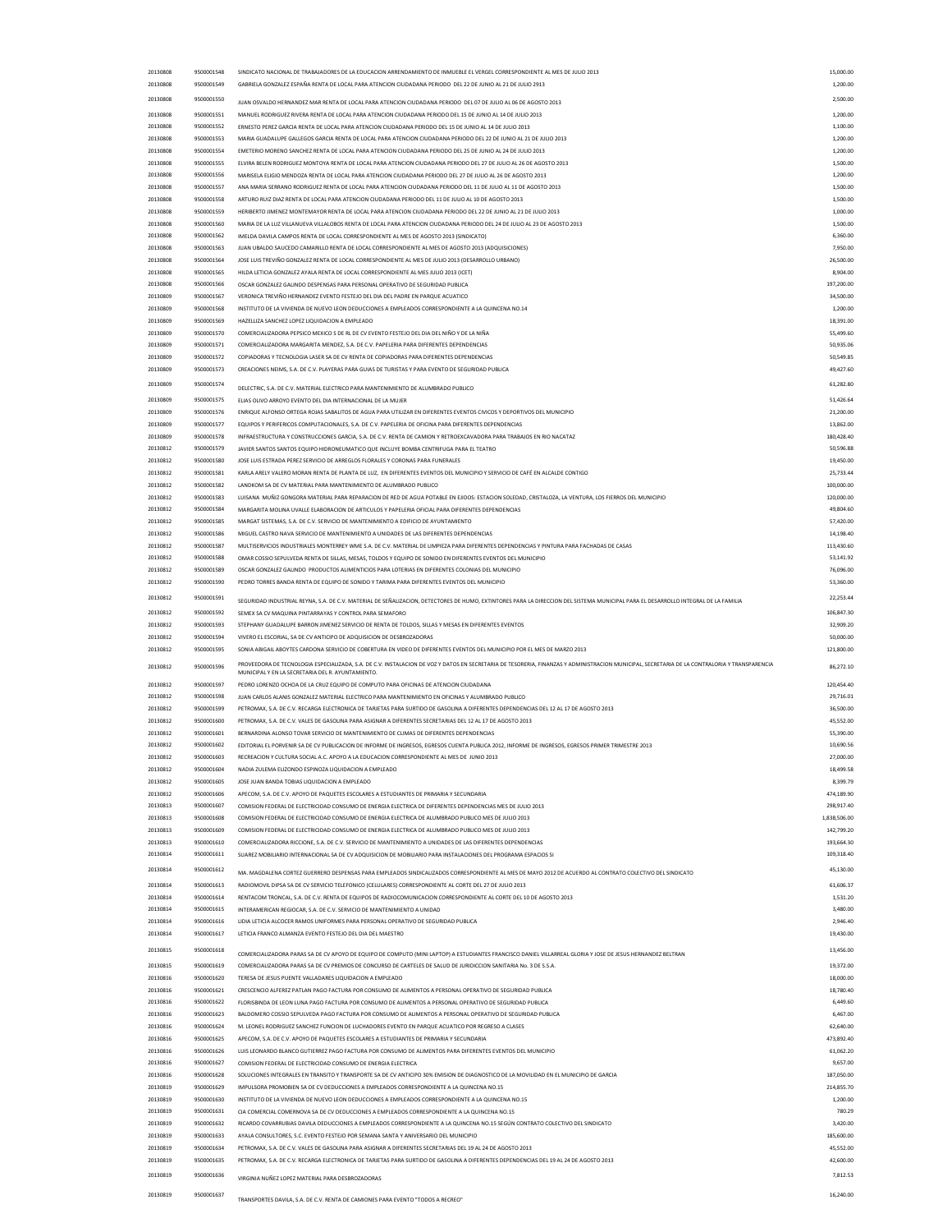| | | | |
|---|---|---|---|
| 20130808 | 9500001548 | SINDICATO NACIONAL DE TRABAJADORES DE LA EDUCACION ARRENDAMIENTO DE INMUEBLE EL VERGEL CORRESPONDIENTE AL MES DE JULIO 2013 | 15,000.00 |
| 20130808 | 9500001549 | GABRIELA GONZALEZ ESPAÑA RENTA DE LOCAL PARA ATENCION CIUDADANA PERIODO DEL 22 DE JUNIO AL 21 DE JULIO 2913 | 1,200.00 |
| 20130808 | 9500001550 | JUAN OSVALDO HERNANDEZ MAR RENTA DE LOCAL PARA ATENCION CIUDADANA PERIODO DEL 07 DE JULIO AL 06 DE AGOSTO 2013 | 2,500.00 |
| 20130808 | 9500001551 | MANUEL RODRIGUEZ RIVERA RENTA DE LOCAL PARA ATENCION CIUDADANA PERIODO DEL 15 DE JUNIO AL 14 DE JULIO 2013 | 1,200.00 |
| 20130808 | 9500001552 | ERNESTO PEREZ GARCIA RENTA DE LOCAL PARA ATENCION CIUDADANA PERIODO DEL 15 DE JUNIO AL 14 DE JULIO 2013 | 1,100.00 |
| 20130808 | 9500001553 | MARIA GUADALUPE GALLEGOS GARCIA RENTA DE LOCAL PARA ATENCION CIUDADANA PERIODO DEL 22 DE JUNIO AL 21 DE JULIO 2013 | 1,200.00 |
| 20130808 | 9500001554 | EMETERIO MORENO SANCHEZ RENTA DE LOCAL PARA ATENCION CIUDADANA PERIODO DEL 25 DE JUNIO AL 24 DE JULIO 2013 | 1,200.00 |
| 20130808 | 9500001555 | ELVIRA BELEN RODRIGUEZ MONTOYA RENTA DE LOCAL PARA ATENCION CIUDADANA PERIODO DEL 27 DE JULIO AL 26 DE AGOSTO 2013 | 1,500.00 |
| 20130808 | 9500001556 | MARISELA ELIGIO MENDOZA RENTA DE LOCAL PARA ATENCION CIUDADANA PERIODO DEL 27 DE JULIO AL 26 DE AGOSTO 2013 | 1,200.00 |
| 20130808 | 9500001557 | ANA MARIA SERRANO RODRIGUEZ RENTA DE LOCAL PARA ATENCION CIUDADANA PERIODO DEL 11 DE JULIO AL 11 DE AGOSTO 2013 | 1,500.00 |
| 20130808 | 9500001558 | ARTURO RUIZ DIAZ RENTA DE LOCAL PARA ATENCION CIUDADANA PERIODO DEL 11 DE JULIO AL 10 DE AGOSTO 2013 | 1,500.00 |
| 20130808 | 9500001559 | HERIBERTO JIMENEZ MONTEMAYOR RENTA DE LOCAL PARA ATENCION CIUDADANA PERIODO DEL 22 DE JUNIO AL 21 DE JULIO 2013 | 1,000.00 |
| 20130808 | 9500001560 | MARIA DE LA LUZ VILLANUEVA VILLALOBOS RENTA DE LOCAL PARA ATENCION CIUDADANA PERIODO DEL 24 DE JULIO AL 23 DE AGOSTO 2013 | 1,500.00 |
| 20130808 | 9500001562 | IMELDA DAVILA CAMPOS RENTA DE LOCAL CORRESPONDIENTE AL MES DE AGOSTO 2013 (SINDICATO) | 6,360.00 |
| 20130808 | 9500001563 | JUAN UBALDO SAUCEDO CAMARILLO RENTA DE LOCAL CORRESPONDIENTE AL MES DE AGOSTO 2013 (ADQUISICIONES) | 7,950.00 |
| 20130808 | 9500001564 | JOSE LUIS TREVIÑO GONZALEZ RENTA DE LOCAL CORRESPONDIENTE AL MES DE JULIO 2013 (DESARROLLO URBANO) | 26,500.00 |
| 20130808 | 9500001565 | HILDA LETICIA GONZALEZ AYALA RENTA DE LOCAL CORRESPONDIENTE AL MES JULIO 2013 (ICET) | 8,904.00 |
| 20130808 | 9500001566 | OSCAR GONZALEZ GALINDO DESPENSAS PARA PERSONAL OPERATIVO DE SEGURIDAD PUBLICA | 197,200.00 |
| 20130809 | 9500001567 | VERONICA TREVIÑO HERNANDEZ EVENTO FESTEJO DEL DIA DEL PADRE EN PARQUE ACUATICO | 34,500.00 |
| 20130809 | 9500001568 | INSTITUTO DE LA VIVIENDA DE NUEVO LEON DEDUCCIONES A EMPLEADOS CORRESPONDIENTE A LA QUINCENA NO.14 | 1,200.00 |
| 20130809 | 9500001569 | HAZELLIZA SANCHEZ LOPEZ LIQUIDACION A EMPLEADO | 18,391.00 |
| 20130809 | 9500001570 | COMERCIALIZADORA PEPSICO MEXICO S DE RL DE CV EVENTO FESTEJO DEL DIA DEL NIÑO Y DE LA NIÑA | 55,499.60 |
| 20130809 | 9500001571 | COMERCIALIZADORA MARGARITA MENDEZ, S.A. DE C.V. PAPELERIA PARA DIFERENTES DEPENDENCIAS | 50,935.06 |
| 20130809 | 9500001572 | COPIADORAS Y TECNOLOGIA LASER SA DE CV RENTA DE COPIADORAS PARA DIFERENTES DEPENDENCIAS | 50,549.85 |
| 20130809 | 9500001573 | CREACIONES NEIMS, S.A. DE C.V. PLAYERAS PARA GUIAS DE TURISTAS Y PARA EVENTO DE SEGURIDAD PUBLICA | 49,427.60 |
| 20130809 | 9500001574 | DELECTRIC, S.A. DE C.V. MATERIAL ELECTRICO PARA MANTENIMIENTO DE ALUMBRADO PUBLICO | 61,282.80 |
| 20130809 | 9500001575 | ELIAS OLIVO ARROYO EVENTO DEL DIA INTERNACIONAL DE LA MUJER | 51,426.64 |
| 20130809 | 9500001576 | ENRIQUE ALFONSO ORTEGA ROJAS SABALITOS DE AGUA PARA UTILIZAR EN DIFERENTES EVENTOS CIVICOS Y DEPORTIVOS DEL MUNICIPIO | 21,200.00 |
| 20130809 | 9500001577 | EQUIPOS Y PERIFERICOS COMPUTACIONALES, S.A. DE C.V. PAPELERIA DE OFICINA PARA DIFERENTES DEPENDENCIAS | 13,862.00 |
| 20130809 | 9500001578 | INFRAESTRUCTURA Y CONSTRUCCIONES GARCIA, S.A. DE C.V. RENTA DE CAMION Y RETROEXCAVADORA PARA TRABAJOS EN RIO NACATAZ | 180,428.40 |
| 20130809 | 9500001579 | JAVIER SANTOS SANTOS EQUIPO HIDRONEUMATICO QUE INCLUYE BOMBA CENTRIFUGA PARA EL TEATRO | 50,596.88 |
| 20130812 | 9500001580 | JOSE LUIS ESTRADA PEREZ SERVICIO DE ARREGLOS FLORALES Y CORONAS PARA FUNERALES | 19,450.00 |
| 20130812 | 9500001581 | KARLA ARELY VALERO MORAN RENTA DE PLANTA DE LUZ, EN DIFERENTES EVENTOS DEL MUNICIPIO Y SERVICIO DE CAFÉ EN ALCALDE CONTIGO | 25,733.44 |
| 20130812 | 9500001582 | LANDKOM SA DE CV MATERIAL PARA MANTENIMIENTO DE ALUMBRADO PUBLICO | 100,000.00 |
| 20130812 | 9500001583 | LUISANA MUÑIZ GONGORA MATERIAL PARA REPARACION DE RED DE AGUA POTABLE EN EJIDOS: ESTACION SOLEDAD, CRISTALOZA, LA VENTURA, LOS FIERROS DEL MUNICIPIO | 120,000.00 |
| 20130812 | 9500001584 | MARGARITA MOLINA UVALLE ELABORACION DE ARTICULOS Y PAPELERIA OFICIAL PARA DIFERENTES DEPENDENCIAS | 49,804.60 |
| 20130812 | 9500001585 | MARGAT SISTEMAS, S.A. DE C.V. SERVICIO DE MANTENIMIENTO A EDIFICIO DE AYUNTAMIENTO | 57,420.00 |
| 20130812 | 9500001586 | MIGUEL CASTRO NAVA SERVICIO DE MANTENIMIENTO A UNIDADES DE LAS DIFERENTES DEPENDENCIAS | 14,198.40 |
| 20130812 | 9500001587 | MULTISERVICIOS INDUSTRIALES MONTERREY WME S.A. DE C.V. MATERIAL DE LIMPIEZA PARA DIFERENTES DEPENDENCIAS Y PINTURA PARA FACHADAS DE CASAS | 113,430.60 |
| 20130812 | 9500001588 | OMAR COSSIO SEPULVEDA RENTA DE SILLAS, MESAS, TOLDOS Y EQUIPO DE SONIDO EN DIFERENTES EVENTOS DEL MUNICIPIO | 53,141.92 |
| 20130812 | 9500001589 | OSCAR GONZALEZ GALINDO PRODUCTOS ALIMENTICIOS PARA LOTERIAS EN DIFERENTES COLONIAS DEL MUNICIPIO | 76,096.00 |
| 20130812 | 9500001590 | PEDRO TORRES BANDA RENTA DE EQUIPO DE SONIDO Y TARIMA PARA DIFERENTES EVENTOS DEL MUNICIPIO | 53,360.00 |
| 20130812 | 9500001591 | SEGURIDAD INDUSTRIAL REYNA, S.A. DE C.V. MATERIAL DE SEÑALIZACION, DETECTORES DE HUMO, EXTINTORES PARA LA DIRECCION DEL SISTEMA MUNICIPAL PARA EL DESARROLLO INTEGRAL DE LA FAMILIA | 22,253.44 |
| 20130812 | 9500001592 | SEMEX SA CV MAQUINA PINTARRAYAS Y CONTROL PARA SEMAFORO | 106,847.30 |
| 20130812 | 9500001593 | STEPHANY GUADALUPE BARRON JIMENEZ SERVICIO DE RENTA DE TOLDOS, SILLAS Y MESAS EN DIFERENTES EVENTOS | 32,909.20 |
| 20130812 | 9500001594 | VIVERO EL ESCORIAL, SA DE CV ANTICIPO DE ADQUISICION DE DESBROZADORAS | 50,000.00 |
| 20130812 | 9500001595 | SONIA ABIGAIL ABOYTES CARDONA SERVICIO DE COBERTURA EN VIDEO DE DIFERENTES EVENTOS DEL MUNICIPIO POR EL MES DE MARZO 2013 | 121,800.00 |
| 20130812 | 9500001596 | PROVEEDORA DE TECNOLOGIA ESPECIALIZADA, S.A. DE C.V. INSTALACION DE VOZ Y DATOS EN SECRETARIA DE TESORERIA, FINANZAS Y ADMINISTRACION MUNICIPAL, SECRETARIA DE LA CONTRALORIA Y TRANSPARENCIA MUNICIPAL Y EN LA SECRETARIA DEL R. AYUNTAMIENTO. | 86,272.10 |
| 20130812 | 9500001597 | PEDRO LORENZO OCHOA DE LA CRUZ EQUIPO DE COMPUTO PARA OFICINAS DE ATENCION CIUDADANA | 120,454.40 |
| 20130812 | 9500001598 | JUAN CARLOS ALANIS GONZALEZ MATERIAL ELECTRICO PARA MANTENIMIENTO EN OFICINAS Y ALUMBRADO PUBLICO | 29,716.01 |
| 20130812 | 9500001599 | PETROMAX, S.A. DE C.V. RECARGA ELECTRONICA DE TARJETAS PARA SURTIDO DE GASOLINA A DIFERENTES DEPENDENCIAS DEL 12 AL 17 DE AGOSTO 2013 | 36,500.00 |
| 20130812 | 9500001600 | PETROMAX, S.A. DE C.V. VALES DE GASOLINA PARA ASIGNAR A DIFERENTES SECRETARIAS DEL 12 AL 17 DE AGOSTO 2013 | 45,552.00 |
| 20130812 | 9500001601 | BERNARDINA ALONSO TOVAR SERVICIO DE MANTENIMIENTO DE CLIMAS DE DIFERENTES DEPENDENCIAS | 55,390.00 |
| 20130812 | 9500001602 | EDITORIAL EL PORVENIR SA DE CV PUBLICACION DE INFORME DE INGRESOS, EGRESOS CUENTA PUBLICA 2012, INFORME DE INGRESOS, EGRESOS PRIMER TRIMESTRE 2013 | 10,690.56 |
| 20130812 | 9500001603 | RECREACION Y CULTURA SOCIAL A.C. APOYO A LA EDUCACION CORRESPONDIENTE AL MES DE JUNIO 2013 | 27,000.00 |
| 20130812 | 9500001604 | NADIA ZULEMA ELIZONDO ESPINOZA LIQUIDACION A EMPLEADO | 18,499.58 |
| 20130812 | 9500001605 | JOSE JUAN BANDA TOBIAS LIQUIDACION A EMPLEADO | 8,399.79 |
| 20130812 | 9500001606 | APECOM, S.A. DE C.V. APOYO DE PAQUETES ESCOLARES A ESTUDIANTES DE PRIMARIA Y SECUNDARIA | 474,189.90 |
| 20130813 | 9500001607 | COMISION FEDERAL DE ELECTRICIDAD CONSUMO DE ENERGIA ELECTRICA DE DIFERENTES DEPENDENCIAS MES DE JULIO 2013 | 298,917.40 |
| 20130813 | 9500001608 | COMISION FEDERAL DE ELECTRICIDAD CONSUMO DE ENERGIA ELECTRICA DE ALUMBRADO PUBLICO MES DE JULIO 2013 | 1,838,506.00 |
| 20130813 | 9500001609 | COMISION FEDERAL DE ELECTRICIDAD CONSUMO DE ENERGIA ELECTRICA DE ALUMBRADO PUBLICO MES DE JULIO 2013 | 142,799.20 |
| 20130813 | 9500001610 | COMERCIALIZADORA RICCIONE, S.A. DE C.V. SERVICIO DE MANTENIMIENTO A UNIDADES DE LAS DIFERENTES DEPENDENCIAS | 193,664.30 |
| 20130814 | 9500001611 | SUAREZ MOBILIARIO INTERNACIONAL SA DE CV ADQUISICION DE MOBILIARIO PARA INSTALACIONES DEL PROGRAMA ESPACIOS SI | 109,318.40 |
| 20130814 | 9500001612 | MA. MAGDALENA CORTEZ GUERRERO DESPENSAS PARA EMPLEADOS SINDICALIZADOS CORRESPONDIENTE AL MES DE MAYO 2012 DE ACUERDO AL CONTRATO COLECTIVO DEL SINDICATO | 45,130.00 |
| 20130814 | 9500001613 | RADIOMOVIL DIPSA SA DE CV SERVICIO TELEFONICO (CELULARES) CORRESPONDIENTE AL CORTE DEL 27 DE JULIO 2013 | 61,606.37 |
| 20130814 | 9500001614 | RENTACOM TRONCAL, S.A. DE C.V. RENTA DE EQUIPOS DE RADIOCOMUNICACION CORRESPONDIENTE AL CORTE DEL 10 DE AGOSTO 2013 | 1,531.20 |
| 20130814 | 9500001615 | INTERAMERICAN REGIOCAR, S.A. DE C.V. SERVICIO DE MANTENIMIENTO A UNIDAD | 3,480.00 |
| 20130814 | 9500001616 | LIDIA LETICIA ALCOCER RAMOS UNIFORMES PARA PERSONAL OPERATIVO DE SEGURIDAD PUBLICA | 2,946.40 |
| 20130814 | 9500001617 | LETICIA FRANCO ALMANZA EVENTO FESTEJO DEL DIA DEL MAESTRO | 19,430.00 |
| 20130815 | 9500001618 | COMERCIALIZADORA PARAS SA DE CV APOYO DE EQUIPO DE COMPUTO (MINI LAPTOP) A ESTUDIANTES FRANCISCO DANIEL VILLARREAL GLORIA Y JOSE DE JESUS HERNANDEZ BELTRAN | 13,456.00 |
| 20130815 | 9500001619 | COMERCIALIZADORA PARAS SA DE CV PREMIOS DE CONCURSO DE CARTELES DE SALUD DE JURIDICCION SANITARIA No. 3 DE S.S.A. | 19,372.00 |
| 20130816 | 9500001620 | TERESA DE JESUS PUENTE VALLADARES LIQUIDACION A EMPLEADO | 18,000.00 |
| 20130816 | 9500001621 | CRESCENCIO ALFEREZ PATLAN PAGO FACTURA POR CONSUMO DE ALIMENTOS A PERSONAL OPERATIVO DE SEGURIDAD PUBLICA | 18,780.40 |
| 20130816 | 9500001622 | FLORISBINDA DE LEON LUNA PAGO FACTURA POR CONSUMO DE ALIMENTOS A PERSONAL OPERATIVO DE SEGURIDAD PUBLICA | 6,449.60 |
| 20130816 | 9500001623 | BALDOMERO COSSIO SEPULVEDA PAGO FACTURA POR CONSUMO DE ALIMENTOS A PERSONAL OPERATIVO DE SEGURIDAD PUBLICA | 6,467.00 |
| 20130816 | 9500001624 | M. LEONEL RODRIGUEZ SANCHEZ FUNCION DE LUCHADORES EVENTO EN PARQUE ACUATICO POR REGRESO A CLASES | 62,640.00 |
| 20130816 | 9500001625 | APECOM, S.A. DE C.V. APOYO DE PAQUETES ESCOLARES A ESTUDIANTES DE PRIMARIA Y SECUNDARIA | 473,892.40 |
| 20130816 | 9500001626 | LUIS LEONARDO BLANCO GUTIERREZ PAGO FACTURA POR CONSUMO DE ALIMENTOS PARA DIFERENTES EVENTOS DEL MUNICIPIO | 61,062.20 |
| 20130816 | 9500001627 | COMISION FEDERAL DE ELECTRICIDAD CONSUMO DE ENERGIA ELECTRICA | 9,657.00 |
| 20130816 | 9500001628 | SOLUCIONES INTEGRALES EN TRANSITO Y TRANSPORTE SA DE CV ANTICIPO 30% EMISION DE DIAGNOSTICO DE LA MOVILIDAD EN EL MUNICIPIO DE GARCIA | 187,050.00 |
| 20130819 | 9500001629 | IMPULSORA PROMOBIEN SA DE CV DEDUCCIONES A EMPLEADOS CORRESPONDIENTE A LA QUINCENA NO.15 | 214,855.70 |
| 20130819 | 9500001630 | INSTITUTO DE LA VIVIENDA DE NUEVO LEON DEDUCCIONES A EMPLEADOS CORRESPONDIENTE A LA QUINCENA NO.15 | 1,200.00 |
| 20130819 | 9500001631 | CIA COMERCIAL COMERNOVA SA DE CV DEDUCCIONES A EMPLEADOS CORRESPONDIENTE A LA QUINCENA NO.15 | 780.29 |
| 20130819 | 9500001632 | RICARDO COVARRUBIAS DAVILA DEDUCCIONES A EMPLEADOS CORRESPONDIENTE A LA QUINCENA NO.15 SEGÚN CONTRATO COLECTIVO DEL SINDICATO | 3,420.00 |
| 20130819 | 9500001633 | AYALA CONSULTORES, S.C. EVENTO FESTEJO POR SEMANA SANTA Y ANIVERSARIO DEL MUNICIPIO | 185,600.00 |
| 20130819 | 9500001634 | PETROMAX, S.A. DE C.V. VALES DE GASOLINA PARA ASIGNAR A DIFERENTES SECRETARIAS DEL 19 AL 24 DE AGOSTO 2013 | 45,552.00 |
| 20130819 | 9500001635 | PETROMAX, S.A. DE C.V. RECARGA ELECTRONICA DE TARJETAS PARA SURTIDO DE GASOLINA A DIFERENTES DEPENDENCIAS DEL 19 AL 24 DE AGOSTO 2013 | 42,600.00 |
| 20130819 | 9500001636 | VIRGINIA NUÑEZ LOPEZ MATERIAL PARA DESBROZADORAS | 7,812.53 |
| 20130819 | 9500001637 | TRANSPORTES DAVILA, S.A. DE C.V. RENTA DE CAMIONES PARA EVENTO "TODOS A RECREO" | 16,240.00 |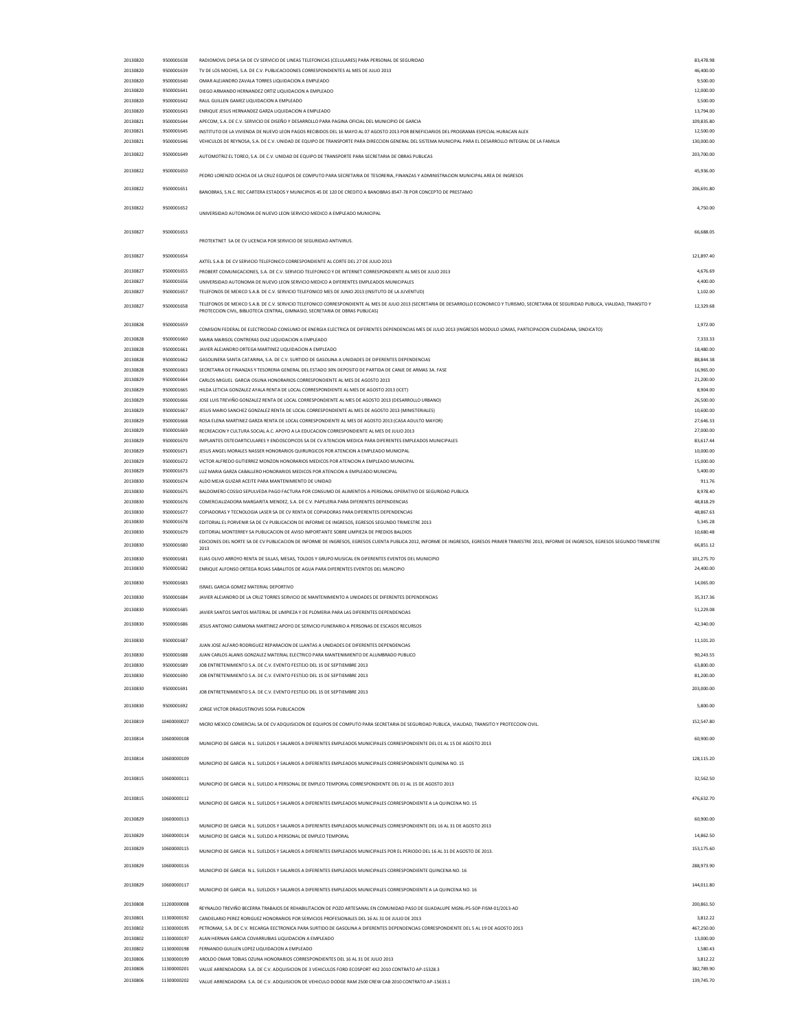| | | | |
|---|---|---|---|
| 20130820 | 9500001638 | RADIOMOVIL DIPSA SA DE CV SERVICIO DE LINEAS TELEFONICAS (CELULARES) PARA PERSONAL DE SEGURIDAD | 83,478.98 |
| 20130820 | 9500001639 | TV DE LOS MOCHIS, S.A. DE C.V. PUBLICACIOONES CORRESPONDIENTES AL MES DE JULIO 2013 | 46,400.00 |
| 20130820 | 9500001640 | OMAR ALEJANDRO ZAVALA TORRES LIQUIDACION A EMPLEADO | 9,500.00 |
| 20130820 | 9500001641 | DIEGO ARMANDO HERNANDEZ ORTIZ LIQUIDACION A EMPLEADO | 12,000.00 |
| 20130820 | 9500001642 | RAUL GUILLEN GAMEZ LIQUIDACION A EMPLEADO | 3,500.00 |
| 20130820 | 9500001643 | ENRIQUE JESUS HERNANDEZ GARZA LIQUIDACION A EMPLEADO | 13,794.00 |
| 20130821 | 9500001644 | APECOM, S.A. DE C.V. SERVICIO DE DISEÑO Y DESARROLLO PARA PAGINA OFICIAL DEL MUNICIPIO DE GARCIA | 109,835.80 |
| 20130821 | 9500001645 | INSTITUTO DE LA VIVIENDA DE NUEVO LEON PAGOS RECIBIDOS DEL 16 MAYO AL 07 AGOSTO 2013 POR BENEFICIARIOS DEL PROGRAMA ESPECIAL HURACAN ALEX | 12,500.00 |
| 20130821 | 9500001646 | VEHICULOS DE REYNOSA, S.A. DE C.V. UNIDAD DE EQUIPO DE TRANSPORTE PARA DIRECCION GENERAL DEL SISTEMA MUNICIPAL PARA EL DESARROLLO INTEGRAL DE LA FAMILIA | 130,000.00 |
| 20130822 | 9500001649 | AUTOMOTRIZ EL TOREO, S.A. DE C.V. UNIDAD DE EQUIPO DE TRANSPORTE PARA SECRETARIA DE OBRAS PUBLICAS | 203,700.00 |
| 20130822 | 9500001650 | PEDRO LORENZO OCHOA DE LA CRUZ EQUIPOS DE COMPUTO PARA SECRETARIA DE TESORERIA, FINANZAS Y ADMINISTRACION MUNICIPAL AREA DE INGRESOS | 45,936.00 |
| 20130822 | 9500001651 | BANOBRAS, S.N.C. REC CARTERA ESTADOS Y MUNICIPIOS 45 DE 120 DE CREDITO A BANOBRAS 8547-78 POR CONCEPTO DE PRESTAMO | 206,691.80 |
| 20130822 | 9500001652 | UNIVERSIDAD AUTONOMA DE NUEVO LEON SERVICIO MEDICO A EMPLEADO MUNICIPAL | 4,750.00 |
| 20130827 | 9500001653 | PROTEKTNET SA DE CV LICENCIA POR SERVICIO DE SEGURIDAD ANTIVIRUS. | 66,688.05 |
| 20130827 | 9500001654 | AXTEL S.A.B. DE CV SERVICIO TELEFONICO CORRESPONDIENTE AL CORTE DEL 27 DE JULIO 2013 | 121,897.40 |
| 20130827 | 9500001655 | PROBERT COMUNICACIONES, S.A. DE C.V. SERVICIO TELEFONICO Y DE INTERNET CORRESPONDIENTE AL MES DE JULIO 2013 | 4,676.69 |
| 20130827 | 9500001656 | UNIVERSIDAD AUTONOMA DE NUEVO LEON SERVICIO MEDICO A DIFERENTES EMPLEADOS MUNICIPALES | 4,400.00 |
| 20130827 | 9500001657 | TELEFONOS DE MEXICO S.A.B. DE C.V. SERVICIO TELEFONICO MES DE JUNIO 2013 (INSITUTO DE LA JUVENTUD) | 1,102.00 |
| 20130827 | 9500001658 | TELEFONOS DE MEXICO S.A.B. DE C.V. SERVICIO TELEFONICO CORRESPONDIENTE AL MES DE JULIO 2013 (SECRETARIA DE DESARROLLO ECONOMICO Y TURISMO, SECRETARIA DE SEGURIDAD PUBLICA, VIALIDAD, TRANSITO Y PROTECCION CIVIL, BIBLIOTECA CENTRAL, GIMNASIO, SECRETARIA DE OBRAS PUBLICAS) | 12,329.68 |
| 20130828 | 9500001659 | COMISION FEDERAL DE ELECTRICIDAD CONSUMO DE ENERGIA ELECTRICA DE DIFERENTES DEPENDENCIAS MES DE JULIO 2013 (INGRESOS MODULO LOMAS, PARTICIPACION CIUDADANA, SINDICATO) | 1,972.00 |
| 20130828 | 9500001660 | MARIA MARISOL CONTRERAS DIAZ LIQUIDACION A EMPLEADO | 7,333.33 |
| 20130828 | 9500001661 | JAVIER ALEJANDRO ORTEGA MARTINEZ LIQUIDACION A EMPLEADO | 18,480.00 |
| 20130828 | 9500001662 | GASOLINERA SANTA CATARINA, S.A. DE C.V. SURTIDO DE GASOLINA A UNIDADES DE DIFERENTES DEPENDENCIAS | 88,844.38 |
| 20130828 | 9500001663 | SECRETARIA DE FINANZAS Y TESORERIA GENERAL DEL ESTADO 30% DEPOSITO DE PARTIDA DE CANJE DE ARMAS 3A. FASE | 16,965.00 |
| 20130829 | 9500001664 | CARLOS MIGUEL GARCIA OSUNA HONORARIOS CORRESPONDIENTE AL MES DE AGOSTO 2013 | 21,200.00 |
| 20130829 | 9500001665 | HILDA LETICIA GONZALEZ AYALA RENTA DE LOCAL CORRESPONDIENTE AL MES DE AGOSTO 2013 (ICET) | 8,904.00 |
| 20130829 | 9500001666 | JOSE LUIS TREVIÑO GONZALEZ RENTA DE LOCAL CORRESPONDIENTE AL MES DE AGOSTO 2013 (DESARROLLO URBANO) | 26,500.00 |
| 20130829 | 9500001667 | JESUS MARIO SANCHEZ GONZALEZ RENTA DE LOCAL CORRESPONDIENTE AL MES DE AGOSTO 2013 (MINISTERIALES) | 10,600.00 |
| 20130829 | 9500001668 | ROSA ELENA MARTINEZ GARZA RENTA DE LOCAL CORRESPONDIENTE AL MES DE AGOSTO 2013 (CASA ADULTO MAYOR) | 27,646.33 |
| 20130829 | 9500001669 | RECREACION Y CULTURA SOCIAL A.C. APOYO A LA EDUCACION CORRESPONDIENTE AL MES DE JULIO 2013 | 27,000.00 |
| 20130829 | 9500001670 | IMPLANTES OSTEOARTICULARES Y ENDOSCOPICOS SA DE CV ATENCION MEDICA PARA DIFERENTES EMPLEADOS MUNICIPALES | 83,617.44 |
| 20130829 | 9500001671 | JESUS ANGEL MORALES NASSER HONORARIOS QUIRURGICOS POR ATENCION A EMPLEADO MUNICIPAL | 10,000.00 |
| 20130829 | 9500001672 | VICTOR ALFREDO GUTIERREZ MONZON HONORARIOS MEDICOS POR ATENCION A EMPLEADO MUNICIPAL | 15,000.00 |
| 20130829 | 9500001673 | LUZ MARIA GARZA CABALLERO HONORARIOS MEDICOS POR ATENCION A EMPLEADO MUNICIPAL | 5,400.00 |
| 20130830 | 9500001674 | ALDO MEJIA GUIZAR ACEITE PARA MANTENIMIENTO DE UNIDAD | 911.76 |
| 20130830 | 9500001675 | BALDOMERO COSSIO SEPULVEDA PAGO FACTURA POR CONSUMO DE ALIMENTOS A PERSONAL OPERATIVO DE SEGURIDAD PUBLICA | 8,978.40 |
| 20130830 | 9500001676 | COMERCIALIZADORA MARGARITA MENDEZ, S.A. DE C.V. PAPELERIA PARA DIFERENTES DEPENDENCIAS | 48,818.29 |
| 20130830 | 9500001677 | COPIADORAS Y TECNOLOGIA LASER SA DE CV RENTA DE COPIADORAS PARA DIFERENTES DEPENDENCIAS | 48,867.63 |
| 20130830 | 9500001678 | EDITORIAL EL PORVENIR SA DE CV PUBLICACION DE INFORME DE INGRESOS, EGRESOS SEGUNDO TRIMESTRE 2013 | 5,345.28 |
| 20130830 | 9500001679 | EDITORIAL MONTERREY SA PUBLICACION DE AVISO IMPORTANTE SOBRE LIMPIEZA DE PREDIOS BALDIOS | 10,680.48 |
| 20130830 | 9500001680 | EDICIONES DEL NORTE SA DE CV PUBLICACION DE INFORME DE INGRESOS, EGRESOS CUENTA PUBLICA 2012, INFORME DE INGRESOS, EGRESOS PRIMER TRIMESTRE 2013, INFORME DE INGRESOS, EGRESOS SEGUNDO TRIMESTRE 2013 | 66,851.12 |
| 20130830 | 9500001681 | ELIAS OLIVO ARROYO RENTA DE SILLAS, MESAS, TOLDOS Y GRUPO MUSICAL EN DIFERENTES EVENTOS DEL MUNICIPIO | 101,275.70 |
| 20130830 | 9500001682 | ENRIQUE ALFONSO ORTEGA ROJAS SABALITOS DE AGUA PARA DIFERENTES EVENTOS DEL MUNCIPIO | 24,400.00 |
| 20130830 | 9500001683 | ISRAEL GARCIA GOMEZ MATERIAL DEPORTIVO | 14,065.00 |
| 20130830 | 9500001684 | JAVIER ALEJANDRO DE LA CRUZ TORRES SERVICIO DE MANTENIMIENTO A UNIDADES DE DIFERENTES DEPENDENCIAS | 35,317.36 |
| 20130830 | 9500001685 | JAVIER SANTOS SANTOS MATERIAL DE LIMPIEZA Y DE PLOMERIA PARA LAS DIFERENTES DEPENDENCIAS | 51,229.08 |
| 20130830 | 9500001686 | JESUS ANTONIO CARMONA MARTINEZ APOYO DE SERVICIO FUNERARIO A PERSONAS DE ESCASOS RECURSOS | 42,340.00 |
| 20130830 | 9500001687 | JUAN JOSE ALFARO RODRIGUEZ REPARACION DE LLANTAS A UNIDADES DE DIFERENTES DEPENDENCIAS | 11,101.20 |
| 20130830 | 9500001688 | JUAN CARLOS ALANIS GONZALEZ MATERIAL ELECTRICO PARA MANTENIMIENTO DE ALUMBRADO PUBLICO | 90,243.55 |
| 20130830 | 9500001689 | JOB ENTRETENIMIENTO S.A. DE C.V. EVENTO FESTEJO DEL 15 DE SEPTIEMBRE 2013 | 63,800.00 |
| 20130830 | 9500001690 | JOB ENTRETENIMIENTO S.A. DE C.V. EVENTO FESTEJO DEL 15 DE SEPTIEMBRE 2013 | 81,200.00 |
| 20130830 | 9500001691 | JOB ENTRETENIMIENTO S.A. DE C.V. EVENTO FESTEJO DEL 15 DE SEPTIEMBRE 2013 | 203,000.00 |
| 20130830 | 9500001692 | JORGE VICTOR DRAGUSTINOVIS SOSA PUBLICACION | 5,800.00 |
| 20130819 | 10400000027 | MICRO MEXICO COMERCIAL SA DE CV ADQUISICION DE EQUIPOS DE COMPUTO PARA SECRETARIA DE SEGURIDAD PUBLICA, VIALIDAD, TRANSITO Y PROTECCION CIVIL. | 152,547.80 |
| 20130814 | 10600000108 | MUNICIPIO DE GARCIA N.L. SUELDOS Y SALARIOS A DIFERENTES EMPLEADOS MUNICIPALES CORRESPONDIENTE DEL 01 AL 15 DE AGOSTO 2013 | 60,900.00 |
| 20130814 | 10600000109 | MUNICIPIO DE GARCIA N.L. SUELDOS Y SALARIOS A DIFERENTES EMPLEADOS MUNICIPALES CORRESPONDIENTE QUINENA NO. 15 | 128,115.20 |
| 20130815 | 10600000111 | MUNICIPIO DE GARCIA N.L. SUELDO A PERSONAL DE EMPLEO TEMPORAL CORRESPONDIENTE DEL 01 AL 15 DE AGOSTO 2013 | 32,562.50 |
| 20130815 | 10600000112 | MUNICIPIO DE GARCIA N.L. SUELDOS Y SALARIOS A DIFERENTES EMPLEADOS MUNICIPALES CORRESPONDIENTE A LA QUINCENA NO. 15 | 476,632.70 |
| 20130829 | 10600000113 | MUNICIPIO DE GARCIA N.L. SUELDOS Y SALARIOS A DIFERENTES EMPLEADOS MUNICIPALES CORRESPONDIENTE DEL 16 AL 31 DE AGOSTO 2013 | 60,900.00 |
| 20130829 | 10600000114 | MUNICIPIO DE GARCIA N.L. SUELDO A PERSONAL DE EMPLEO TEMPORAL | 14,862.50 |
| 20130829 | 10600000115 | MUNICIPIO DE GARCIA N.L. SUELDOS Y SALARIOS A DIFERENTES EMPLEADOS MUNICIPALES POR EL PERIODO DEL 16 AL 31 DE AGOSTO DE 2013. | 153,175.60 |
| 20130829 | 10600000116 | MUNICIPIO DE GARCIA N.L. SUELDOS Y SALARIOS A DIFERENTES EMPLEADOS MUNICIPALES CORRESPONDIENTE QUINCENA NO. 16 | 288,973.90 |
| 20130829 | 10600000117 | MUNICIPIO DE GARCIA N.L. SUELDOS Y SALARIOS A DIFERENTES EMPLEADOS MUNICIPALES CORRESPONDIENTE A LA QUINCENA NO. 16 | 144,011.80 |
| 20130808 | 11200000008 | REYNALDO TREVIÑO BECERRA TRABAJOS DE REHABILITACION DE POZO ARTESANAL EN COMUNIDAD PASO DE GUADALUPE MGNL-PS-SOP-FISM-01/2013-AD | 200,861.50 |
| 20130801 | 11300000192 | CANDELARIO PEREZ RORIGUEZ HONORARIOS POR SERVICIOS PROFESIONALES DEL 16 AL 31 DE JULIO DE 2013 | 3,812.22 |
| 20130802 | 11300000195 | PETROMAX, S.A. DE C.V. RECARGA EECTRONICA PARA SURTIDO DE GASOLINA A DIFERENTES DEPENDENCIAS CORRESPONDIENTE DEL 5 AL 19 DE AGOSTO 2013 | 467,250.00 |
| 20130802 | 11300000197 | ALAN HERNAN GARCIA COVARRUBIAS LIQUIDACION A EMPLEADO | 13,000.00 |
| 20130802 | 11300000198 | FERNANDO GUILLEN LOPEZ LIQUIDACION A EMPLEADO | 1,580.43 |
| 20130806 | 11300000199 | AROLDO OMAR TOBIAS OZUNA HONORARIOS CORRESPONDIENTES DEL 16 AL 31 DE JULIO 2013 | 3,812.22 |
| 20130806 | 11300000201 | VALUE ARRENDADORA S.A. DE C.V. ADQUISICION DE 3 VEHICULOS FORD ECOSPORT 4X2 2010 CONTRATO AP-15328.3 | 382,789.90 |
| 20130806 | 11300000202 | VALUE ARRENDADORA S.A. DE C.V. ADQUISICION DE VEHICULO DODGE RAM 2500 CREW CAB 2010 CONTRATO AP-15633.1 | 139,745.70 |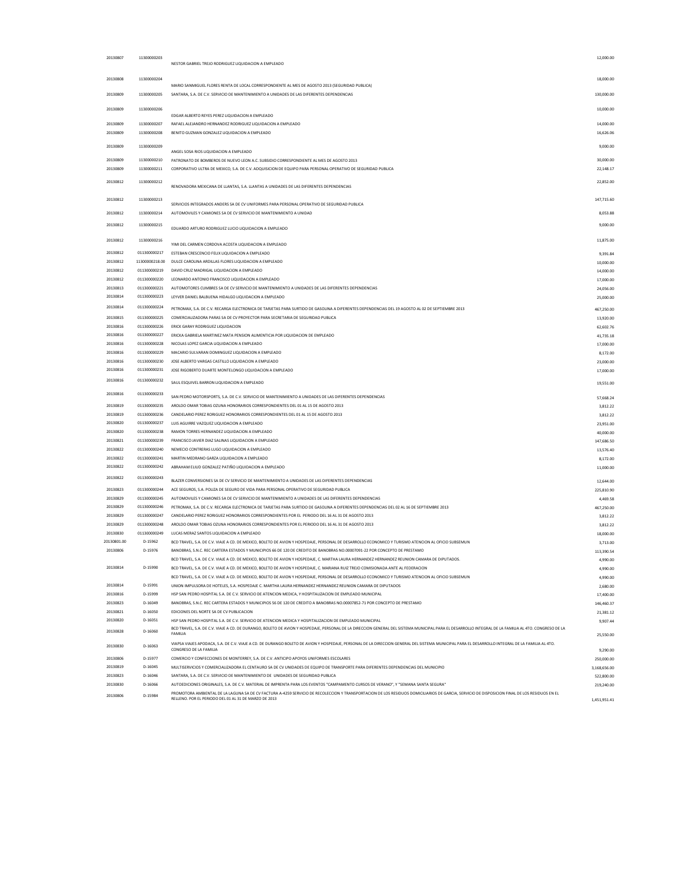| | | | |
|---|---|---|---|
| 20130807 | 11300000203 | NESTOR GABRIEL TREJO RODRIGUEZ LIQUIDACION A EMPLEADO | 12,000.00 |
| 20130808 | 11300000204 | MARIO SANMIGUEL FLORES RENTA DE LOCAL CORRESPONDIENTE AL MES DE AGOSTO 2013 (SEGURIDAD PUBLICA) | 18,000.00 |
| 20130809 | 11300000205 | SANTARA, S.A. DE C.V. SERVICIO DE MANTENIMIENTO A UNIDADES DE LAS DIFERENTES DEPENDENCIAS | 130,000.00 |
| 20130809 | 11300000206 | EDGAR ALBERTO REYES PEREZ LIQUIDACION A EMPLEADO | 10,000.00 |
| 20130809 | 11300000207 | RAFAEL ALEJANDRO HERNANDEZ RODRIGUEZ LIQUIDACION A EMPLEADO | 14,000.00 |
| 20130809 | 11300000208 | BENITO GUZMAN GONZALEZ LIQUIDACION A EMPLEADO | 16,626.06 |
| 20130809 | 11300000209 | ANGEL SOSA RIOS LIQUIDACION A EMPLEADO | 9,000.00 |
| 20130809 | 11300000210 | PATRONATO DE BOMBEROS DE NUEVO LEON A.C. SUBSIDIO CORRESPONDIENTE AL MES DE AGOSTO 2013 | 30,000.00 |
| 20130809 | 11300000211 | CORPORATIVO ULTRA DE MEXICO, S.A. DE C.V. ADQUISICION DE EQUIPO PARA PERSONAL OPERATIVO DE SEGURIDAD PUBLICA | 22,148.17 |
| 20130812 | 11300000212 | RENOVADORA MEXICANA DE LLANTAS, S.A. LLANTAS A UNIDADES DE LAS DIFERENTES DEPENDENCIAS | 22,852.00 |
| 20130812 | 11300000213 | SERVICIOS INTEGRADOS ANDERS SA DE CV UNIFORMES PARA PERSONAL OPERATIVO DE SEGURIDAD PUBLICA | 147,715.60 |
| 20130812 | 11300000214 | AUTOMOVILES Y CAMIONES SA DE CV SERVICIO DE MANTENIMIENTO A UNIDAD | 8,053.88 |
| 20130812 | 11300000215 | EDUARDO ARTURO RODRIGUEZ LUCIO LIQUIDACION A EMPLEADO | 9,000.00 |
| 20130812 | 11300000216 | YIMI DEL CARMEN CORDOVA ACOSTA LIQUIDACION A EMPLEADO | 11,875.00 |
| 20130812 | 011300000217 | ESTEBAN CRESCENCIO FELIX LIQUIDACION A EMPLEADO | 9,391.84 |
| 20130812 | 11300000218.00 | DULCE CAROLINA ARDILLAS FLORES LIQUIDACION A EMPLEADO | 10,000.00 |
| 20130812 | 011300000219 | DAVID CRUZ MADRIGAL LIQUIDACION A EMPLEADO | 14,000.00 |
| 20130812 | 011300000220 | LEONARDO ANTONIO FRANCISCO LIQUIDACION A EMPLEADO | 17,000.00 |
| 20130813 | 011300000221 | AUTOMOTORES CUMBRES SA DE CV SERVICIO DE MANTENIMIENTO A UNIDADES DE LAS DIFERENTES DEPENDENCIAS | 24,056.00 |
| 20130814 | 011300000223 | LEYVER DANIEL BALBUENA HIDALGO LIQUIDACION A EMPLEADO | 25,000.00 |
| 20130814 | 011300000224 | PETROMAX, S.A. DE C.V. RECARGA ELECTRONICA DE TARJETAS PARA SURTIDO DE GASOLINA A DIFERENTES DEPENDENCIAS DEL 19 AGOSTO AL 02 DE SEPTIEMBRE 2013 | 467,250.00 |
| 20130815 | 011300000225 | COMERCIALIZADORA PARAS SA DE CV PROYECTOR PARA SECRETARIA DE SEGURIDAD PUBLICA | 13,920.00 |
| 20130816 | 011300000226 | ERICK GARAY RODRIGUEZ LIQUIDACION | 62,602.76 |
| 20130816 | 011300000227 | ERICKA GABRIELA MARTINEZ MATA PENSION ALIMENTICIA POR LIQUIDACION DE EMPLEADO | 41,735.18 |
| 20130816 | 011300000228 | NICOLAS LOPEZ GARCIA LIQUIDACION A EMPLEADO | 17,000.00 |
| 20130816 | 011300000229 | MACARIO SULVARAN DOMINGUEZ LIQUIDACION A EMPLEADO | 8,172.00 |
| 20130816 | 011300000230 | JOSE ALBERTO VARGAS CASTILLO LIQUIDACION A EMPLEADO | 23,000.00 |
| 20130816 | 011300000231 | JOSE RIGOBERTO DUARTE MONTELONGO LIQUIDACION A EMPLEADO | 17,000.00 |
| 20130816 | 011300000232 | SAUL ESQUIVEL BARRON LIQUIDACION A EMPLEADO | 19,551.00 |
| 20130816 | 011300000233 | SAN PEDRO MOTORSPORTS, S.A. DE C.V. SERVICIO DE MANTENIMIENTO A UNIDADES DE LAS DIFERENTES DEPENDENCIAS | 57,668.24 |
| 20130819 | 011300000235 | AROLDO OMAR TOBIAS OZUNA HONORARIOS CORRESPONDIENTES DEL 01 AL 15 DE AGOSTO 2013 | 3,812.22 |
| 20130819 | 011300000236 | CANDELARIO PEREZ RORIGUEZ HONORARIOS CORRESPONDIENTES DEL 01 AL 15 DE AGOSTO 2013 | 3,812.22 |
| 20130820 | 011300000237 | LUIS AGUIRRE VAZQUEZ LIQUIDACION A EMPLEADO | 23,951.00 |
| 20130820 | 011300000238 | RAMON TORRES HERNANDEZ LIQUIDACION A EMPLEADO | 40,000.00 |
| 20130821 | 011300000239 | FRANCISCO JAVIER DIAZ SALINAS LIQUIDACION A EMPLEADO | 147,686.50 |
| 20130822 | 011300000240 | NEMECIO CONTRERAS LUGO LIQUIDACION A EMPLEADO | 13,576.40 |
| 20130822 | 011300000241 | MARTIN MEDRANO GARZA LIQUIDACION A EMPLEADO | 8,172.00 |
| 20130822 | 011300000242 | ABRAHAM ELIUD GONZALEZ PATIÑO LIQUIDACION A EMPLEADO | 11,000.00 |
| 20130822 | 011300000243 | BLAZER CONVERSIONES SA DE CV SERVICIO DE MANTENIMIENTO A UNIDADES DE LAS DIFERENTES DEPENDENCIAS | 12,644.00 |
| 20130823 | 011300000244 | ACE SEGUROS, S.A. POLIZA DE SEGURO DE VIDA PARA PERSONAL OPERATIVO DE SEGURIDAD PUBLICA | 225,810.90 |
| 20130829 | 011300000245 | AUTOMOVILES Y CAMIONES SA DE CV SERVICIO DE MANTENIMIENTO A UNIDADES DE LAS DIFERENTES DEPENDENCIAS | 4,469.58 |
| 20130829 | 011300000246 | PETROMAX, S.A. DE C.V. RECARGA ELECTRONICA DE TARJETAS PARA SURTIDO DE GASOLINA A DIFERENTES DEPENDENCIAS DEL 02 AL 16 DE SEPTIEMBRE 2013 | 467,250.00 |
| 20130829 | 011300000247 | CANDELARIO PEREZ RORIGUEZ HONORARIOS CORRESPONDIENTES POR EL PERIODO DEL 16 AL 31 DE AGOSTO 2013 | 3,812.22 |
| 20130829 | 011300000248 | AROLDO OMAR TOBIAS OZUNA HONORARIOS CORRESPONDIENTES POR EL PERIODO DEL 16 AL 31 DE AGOSTO 2013 | 3,812.22 |
| 20130830 | 011300000249 | LUCAS MERAZ SANTOS LIQUIDACION A EMPLEADO | 18,000.00 |
| 20130801.00 | D-15962 | BCD TRAVEL, S.A. DE C.V. VIAJE A CD. DE MEXICO, BOLETO DE AVION Y HOSPEDAJE, PERSONAL DE DESARROLLO ECONOMICO Y TURISMO ATENCION AL OFICIO SUBSEMUN | 3,713.00 |
| 20130806 | D-15976 | BANOBRAS, S.N.C. REC CARTERA ESTADOS Y MUNICIPIOS 66 DE 120 DE CREDITO DE BANOBRAS NO.00007091-22 POR CONCEPTO DE PRESTAMO | 113,390.54 |
| | | BCD TRAVEL, S.A. DE C.V. VIAJE A CD. DE MEXICO, BOLETO DE AVION Y HOSPEDAJE, C. MARTHA LAURA HERNANDEZ HERNANDEZ REUNION CAMARA DE DIPUTADOS. | 4,990.00 |
| 20130814 | D-15990 | BCD TRAVEL, S.A. DE C.V. VIAJE A CD. DE MEXICO, BOLETO DE AVION Y HOSPEDAJE, C. MARIANA RUIZ TREJO COMISIONADA ANTE AL FEDERACION | 4,990.00 |
| | | BCD TRAVEL, S.A. DE C.V. VIAJE A CD. DE MEXICO, BOLETO DE AVION Y HOSPEDAJE, PERSONAL DE DESARROLLO ECONOMICO Y TURISMO ATENCION AL OFICIO SUBSEMUN | 4,990.00 |
| 20130814 | D-15991 | UNION IMPULSORA DE HOTELES, S.A. HOSPEDAJE C. MARTHA LAURA HERNANDEZ HERNANDEZ REUNION CAMARA DE DIPUTADOS | 2,680.00 |
| 20130816 | D-15999 | HSP SAN PEDRO HOSPITAL S.A. DE C.V. SERVICIO DE ATENCION MEDICA, Y HOSPITALIZACION DE EMPLEADO MUNICIPAL | 17,400.00 |
| 20130823 | D-16049 | BANOBRAS, S.N.C. REC CARTERA ESTADOS Y MUNICIPIOS 56 DE 120 DE CREDITO A BANOBRAS NO.00007852-71 POR CONCEPTO DE PRESTAMO | 146,460.37 |
| 20130821 | D-16050 | EDICIONES DEL NORTE SA DE CV PUBLICACION | 21,381.12 |
| 20130820 | D-16051 | HSP SAN PEDRO HOSPITAL S.A. DE C.V. SERVICIO DE ATENCION MEDICA Y HOSPITALIZACION DE EMPLEADO MUNICIPAL | 9,907.44 |
| 20130828 | D-16060 | BCD TRAVEL, S.A. DE C.V. VIAJE A CD. DE DURANGO, BOLETO DE AVION Y HOSPEDAJE, PERSONAL DE LA DIRECCION GENERAL DEL SISTEMA MUNICIPAL PARA EL DESARROLLO INTEGRAL DE LA FAMILIA AL 4TO. CONGRESO DE LA FAMILIA | 25,550.00 |
| 20130830 | D-16063 | VIAPSA VIAJES APODACA, S.A. DE C.V. VIAJE A CD. DE DURANGO BOLETO DE AVION Y HOSPEDAJE, PERSONAL DE LA DIRECCION GENERAL DEL SISTEMA MUNICIPAL PARA EL DESARROLLO INTEGRAL DE LA FAMILIA AL 4TO. CONGRESO DE LA FAMILIA | 9,290.00 |
| 20130806 | D-15977 | COMERCIO Y CONFECCIONES DE MONTERREY, S.A. DE C.V. ANTICIPO APOYOS UNIFORMES ESCOLARES | 250,000.00 |
| 20130819 | D-16045 | MULTISERVICIOS Y COMERCIALIZADORA EL CENTAURO SA DE CV UNIDADES DE EQUIPO DE TRANSPORTE PARA DIFERENTES DEPENDENCIAS DEL MUNICIPIO | 3,168,656.00 |
| 20130823 | D-16046 | SANTARA, S.A. DE C.V. SERVICIO DE MANTENIMIENTO DE UNIDADES DE SEGURIDAD PUBLICA | 522,800.00 |
| 20130830 | D-16066 | AUTOEDICIONES ORIGINALES, S.A. DE C.V. MATERIAL DE IMPRENTA PARA LOS EVENTOS "CAMPAMENTO CURSOS DE VERANO", Y "SEMANA SANTA SEGURA" | 219,240.00 |
| 20130806 | D-15984 | PROMOTORA AMBIENTAL DE LA LAGUNA SA DE CV FACTURA A-4259 SERVICIO DE RECOLECCION Y TRANSPORTACION DE LOS RESIDUOS DOMICILIARIOS DE GARCIA, SERVICIO DE DISPOSICION FINAL DE LOS RESIDUOS EN EL RELLENO. POR EL PERIODO DEL 01 AL 31 DE MARZO DE 2013 | 1,451,951.41 |